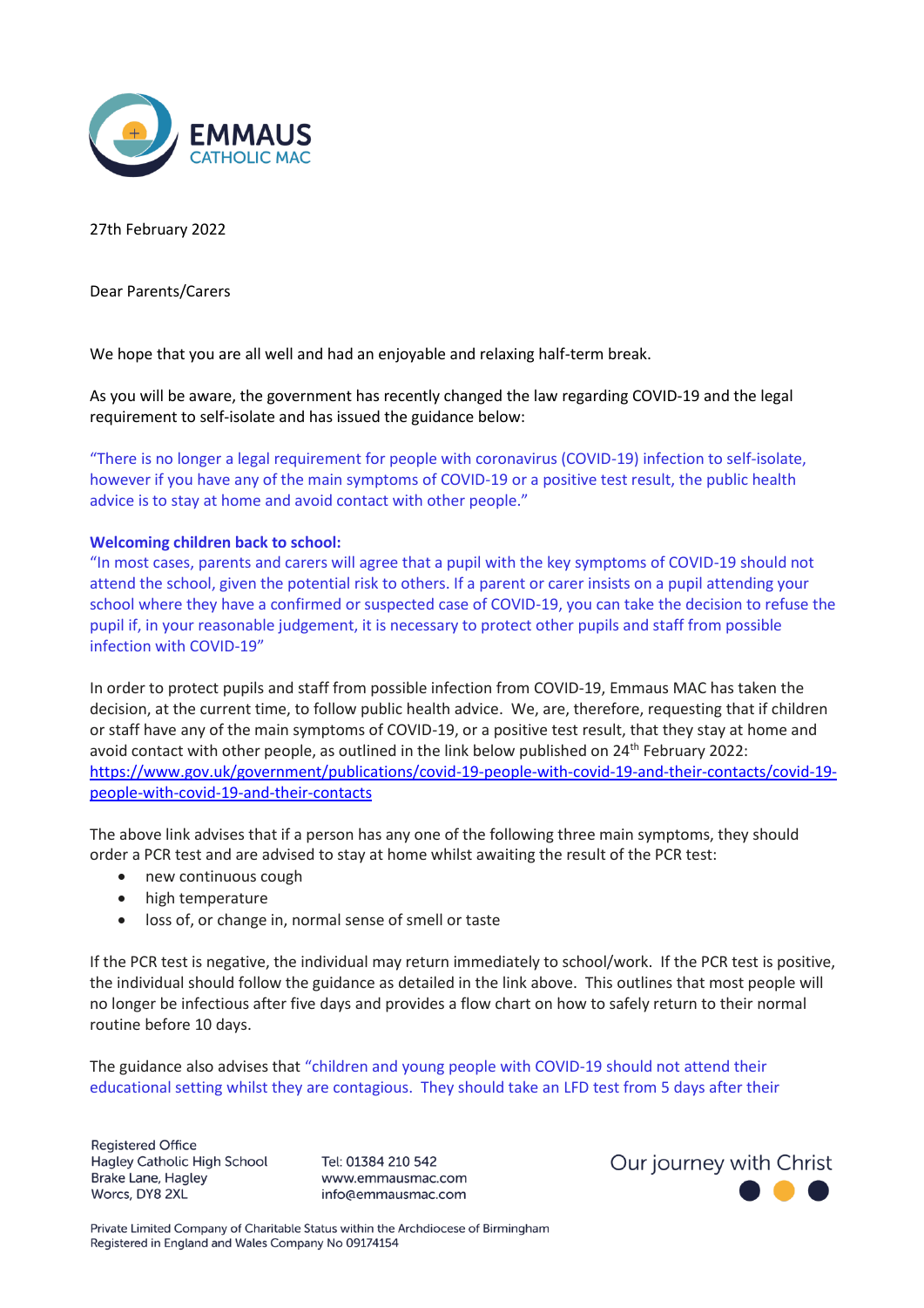EMMAUS
CATHOLIC MAC

27th February 2022

Dear Parents/Carers

We hope that you are all well and had an enjoyable and relaxing half-term break.

As you will be aware, the government has recently changed the law regarding COVID-19 and the legal requirement to self-isolate and has issued the guidance below:

"There is no longer a legal requirement for people with coronavirus (COVID-19) infection to self-isolate, however if you have any of the main symptoms of COVID-19 or a positive test result, the public health advice is to stay at home and avoid contact with other people."

**Welcoming children back to school:**
"In most cases, parents and carers will agree that a pupil with the key symptoms of COVID-19 should not attend the school, given the potential risk to others. If a parent or carer insists on a pupil attending your school where they have a confirmed or suspected case of COVID-19, you can take the decision to refuse the pupil if, in your reasonable judgement, it is necessary to protect other pupils and staff from possible infection with COVID-19"

In order to protect pupils and staff from possible infection from COVID-19, Emmaus MAC has taken the decision, at the current time, to follow public health advice. We, are, therefore, requesting that if children or staff have any of the main symptoms of COVID-19, or a positive test result, that they stay at home and avoid contact with other people, as outlined in the link below published on 24th February 2022:
https://www.gov.uk/government/publications/covid-19-people-with-covid-19-and-their-contacts/covid-19-people-with-covid-19-and-their-contacts

The above link advises that if a person has any one of the following three main symptoms, they should order a PCR test and are advised to stay at home whilst awaiting the result of the PCR test:

- new continuous cough
- high temperature
- loss of, or change in, normal sense of smell or taste

If the PCR test is negative, the individual may return immediately to school/work. If the PCR test is positive, the individual should follow the guidance as detailed in the link above. This outlines that most people will no longer be infectious after five days and provides a flow chart on how to safely return to their normal routine before 10 days.

The guidance also advises that "children and young people with COVID-19 should not attend their educational setting whilst they are contagious. They should take an LFD test from 5 days after their

Registered Office
Hagley Catholic High School
Brake Lane, Hagley
Worcs, DY8 2XL

Tel: 01384 210 542
www.emmausmac.com
info@emmausmac.com

Our journey with Christ

Private Limited Company of Charitable Status within the Archdiocese of Birmingham
Registered in England and Wales Company No 09174154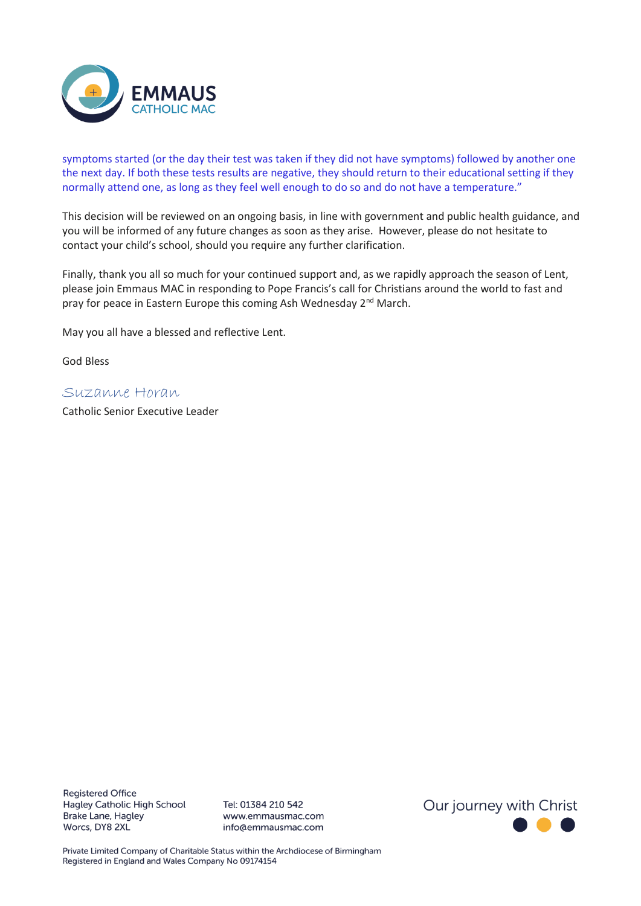symptoms started (or the day their test was taken if they did not have symptoms) followed by another one the next day. If both these tests results are negative, they should return to their educational setting if they normally attend one, as long as they feel well enough to do so and do not have a temperature."

This decision will be reviewed on an ongoing basis, in line with government and public health guidance, and you will be informed of any future changes as soon as they arise. However, please do not hesitate to contact your child's school, should you require any further clarification.

Finally, thank you all so much for your continued support and, as we rapidly approach the season of Lent, please join Emmaus MAC in responding to Pope Francis's call for Christians around the world to fast and pray for peace in Eastern Europe this coming Ash Wednesday 2nd March.

May you all have a blessed and reflective Lent.

God Bless

*Suzanne Horan*

Catholic Senior Executive Leader